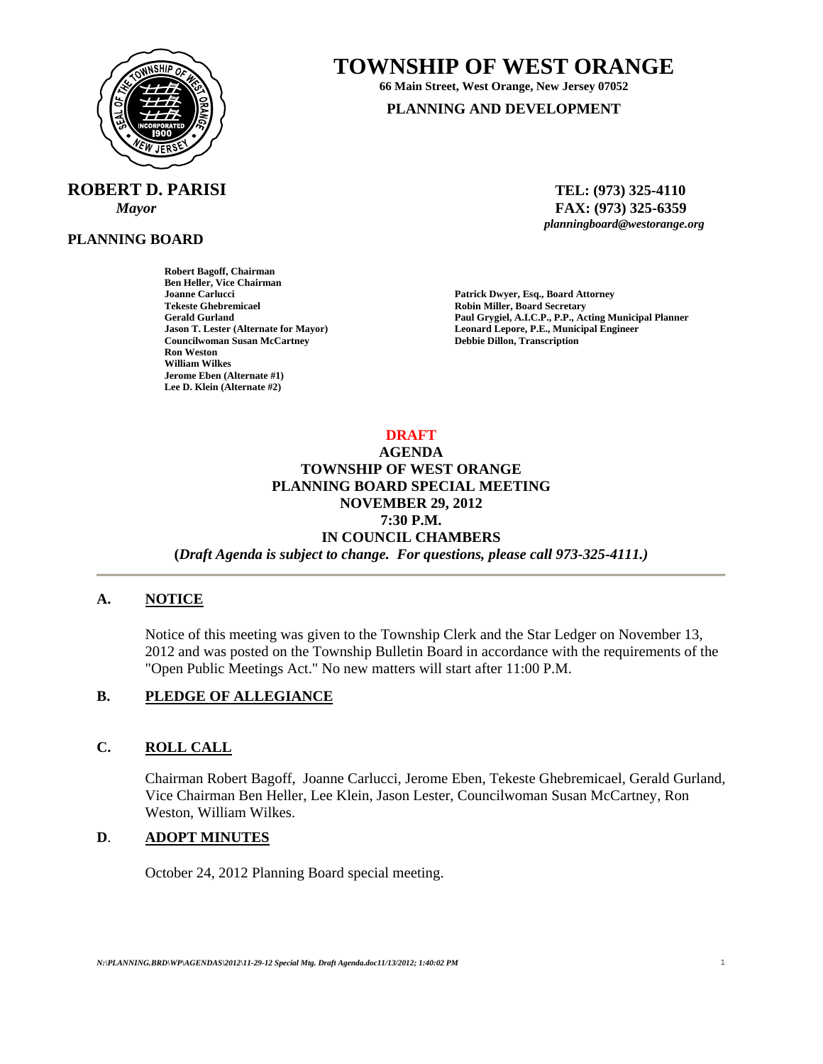# TOWNSHIP OF WEST ORANGE

**66 Main Street, West Orange, New Jersey 07052**

**PLANNING AND DEVELOPMENT**

**ROBERT D. PARISI**
*Mayor*

**TEL: (973) 325-4110**
**FAX: (973) 325-6359**
***planningboard@westorange.org***

**PLANNING BOARD**

**Robert Bagoff, Chairman**
**Ben Heller, Vice Chairman**
**Joanne Carlucci**
**Tekeste Ghebremicael**
**Gerald Gurland**
**Jason T. Lester (Alternate for Mayor)**
**Councilwoman Susan McCartney**
**Ron Weston**
**William Wilkes**
**Jerome Eben (Alternate #1)**
**Lee D. Klein (Alternate #2)**

**Patrick Dwyer, Esq., Board Attorney**
**Robin Miller, Board Secretary**
**Paul Grygiel, A.I.C.P., P.P., Acting Municipal Planner**
**Leonard Lepore, P.E., Municipal Engineer**
**Debbie Dillon, Transcription**

**DRAFT**
**AGENDA**
**TOWNSHIP OF WEST ORANGE**
**PLANNING BOARD SPECIAL MEETING**
**NOVEMBER 29, 2012**
**7:30 P.M.**
**IN COUNCIL CHAMBERS**
**(*Draft Agenda is subject to change. For questions, please call 973-325-4111.)***

## A. NOTICE

Notice of this meeting was given to the Township Clerk and the Star Ledger on November 13, 2012 and was posted on the Township Bulletin Board in accordance with the requirements of the "Open Public Meetings Act." No new matters will start after 11:00 P.M.

## B. PLEDGE OF ALLEGIANCE

## C. ROLL CALL

Chairman Robert Bagoff, Joanne Carlucci, Jerome Eben, Tekeste Ghebremicael, Gerald Gurland, Vice Chairman Ben Heller, Lee Klein, Jason Lester, Councilwoman Susan McCartney, Ron Weston, William Wilkes.

## D. ADOPT MINUTES

October 24, 2012 Planning Board special meeting.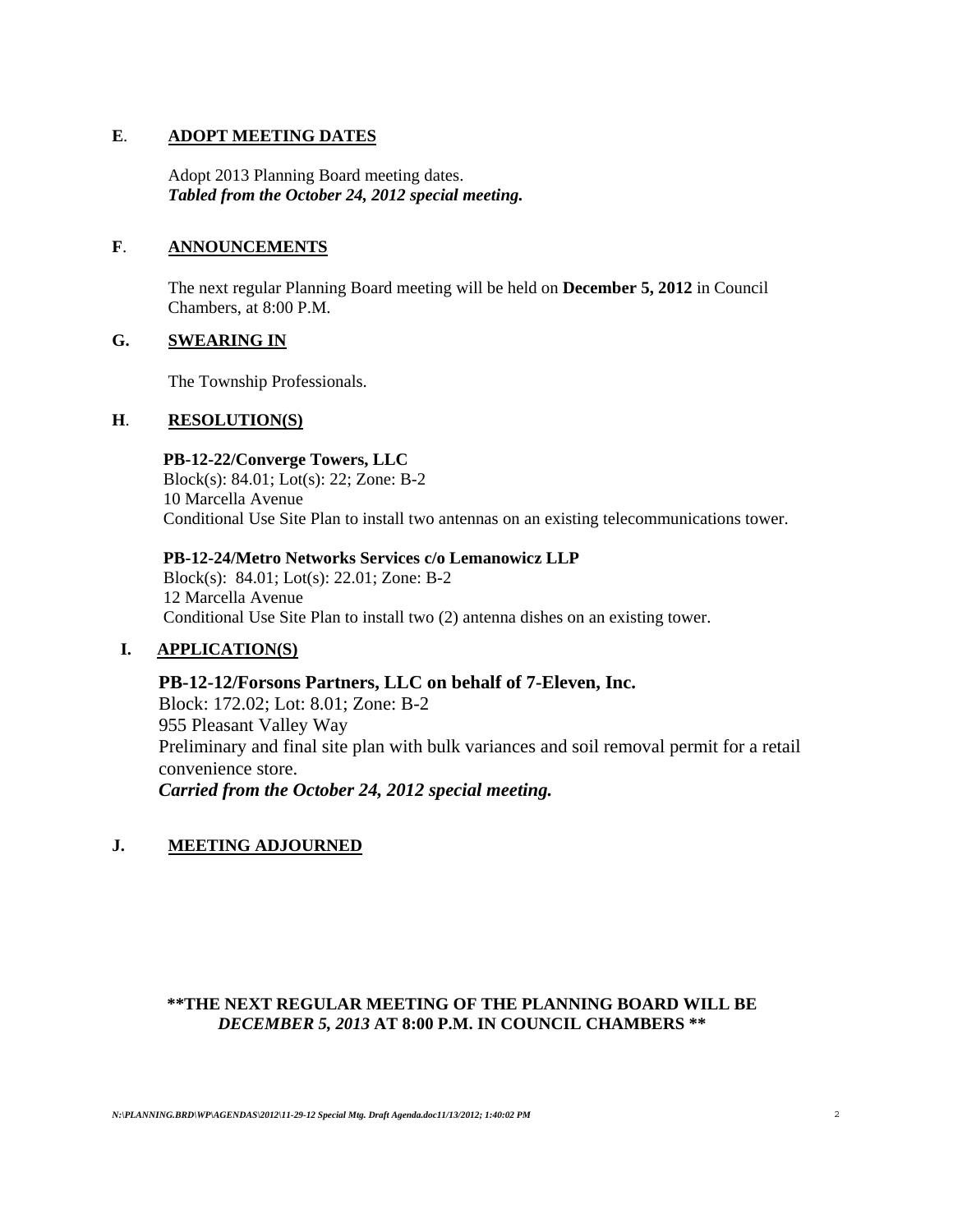## **E**. **ADOPT MEETING DATES**

Adopt 2013 Planning Board meeting dates.
***Tabled from the October 24, 2012 special meeting.***

## **F**. **ANNOUNCEMENTS**

The next regular Planning Board meeting will be held on **December 5, 2012** in Council Chambers, at 8:00 P.M.

## **G. SWEARING IN**

The Township Professionals.

## **H**. **RESOLUTION(S)**

**PB-12-22/Converge Towers, LLC**
Block(s): 84.01; Lot(s): 22; Zone: B-2
10 Marcella Avenue
Conditional Use Site Plan to install two antennas on an existing telecommunications tower.

**PB-12-24/Metro Networks Services c/o Lemanowicz LLP**
Block(s): 84.01; Lot(s): 22.01; Zone: B-2
12 Marcella Avenue
Conditional Use Site Plan to install two (2) antenna dishes on an existing tower.

## **I. APPLICATION(S)**

**PB-12-12/Forsons Partners, LLC on behalf of 7-Eleven, Inc.**
Block: 172.02; Lot: 8.01; Zone: B-2
955 Pleasant Valley Way
Preliminary and final site plan with bulk variances and soil removal permit for a retail convenience store.
***Carried from the October 24, 2012 special meeting.***

## **J. MEETING ADJOURNED**

**\*\*THE NEXT REGULAR MEETING OF THE PLANNING BOARD WILL BE *DECEMBER 5, 2013* AT 8:00 P.M. IN COUNCIL CHAMBERS \*\***

*N:\PLANNING.BRD\WP\AGENDAS\2012\11-29-12 Special Mtg. Draft Agenda.doc11/13/2012; 1:40:02 PM*